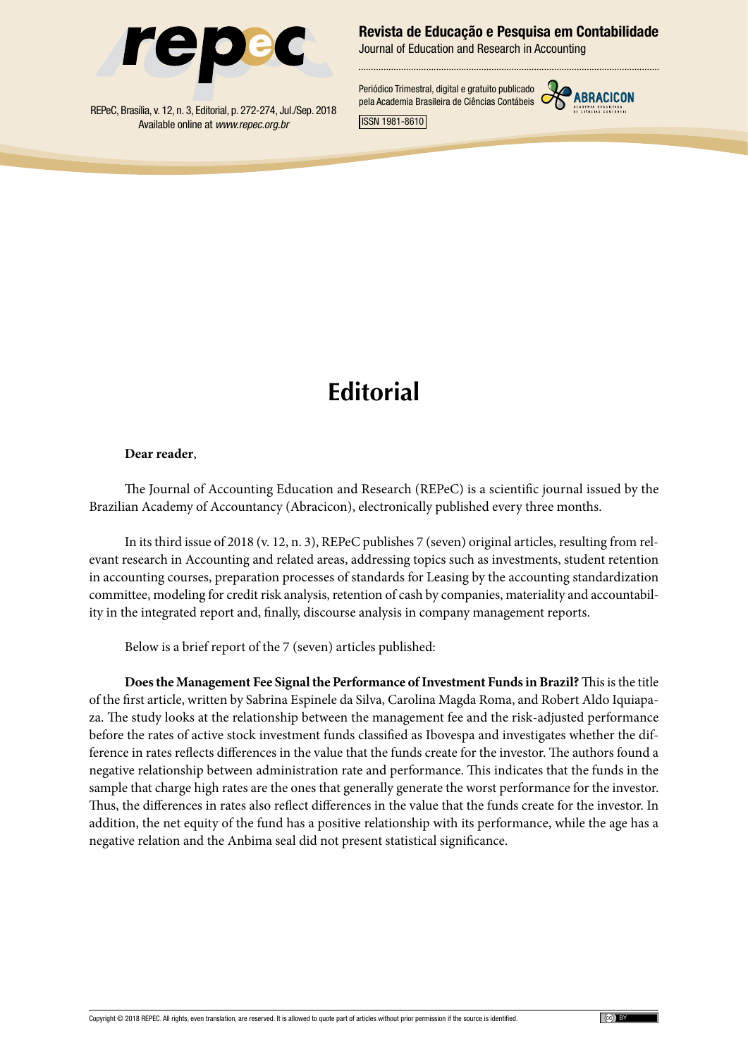# Editorial

**Dear reader**,

The Journal of Accounting Education and Research (REPeC) is a scientific journal issued by the Brazilian Academy of Accountancy (Abracicon), electronically published every three months.

In its third issue of 2018 (v. 12, n. 3), REPeC publishes 7 (seven) original articles, resulting from relevant research in Accounting and related areas, addressing topics such as investments, student retention in accounting courses, preparation processes of standards for Leasing by the accounting standardization committee, modeling for credit risk analysis, retention of cash by companies, materiality and accountability in the integrated report and, finally, discourse analysis in company management reports.

Below is a brief report of the 7 (seven) articles published:

**Does the Management Fee Signal the Performance of Investment Funds in Brazil?** This is the title of the first article, written by Sabrina Espinele da Silva, Carolina Magda Roma, and Robert Aldo Iquiapaza. The study looks at the relationship between the management fee and the risk-adjusted performance before the rates of active stock investment funds classified as Ibovespa and investigates whether the difference in rates reflects differences in the value that the funds create for the investor. The authors found a negative relationship between administration rate and performance. This indicates that the funds in the sample that charge high rates are the ones that generally generate the worst performance for the investor. Thus, the differences in rates also reflect differences in the value that the funds create for the investor. In addition, the net equity of the fund has a positive relationship with its performance, while the age has a negative relation and the Anbima seal did not present statistical significance.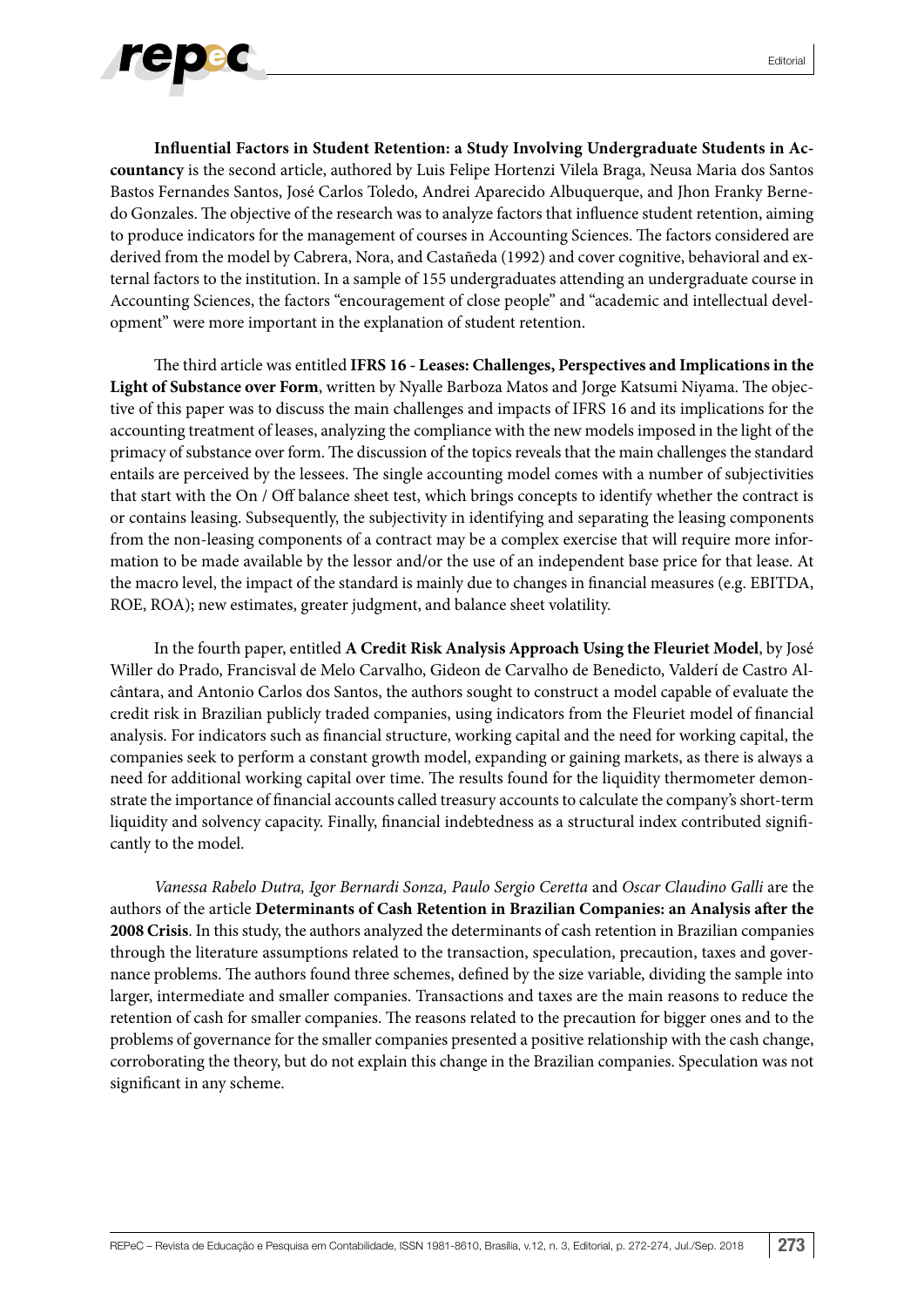**Influential Factors in Student Retention: a Study Involving Undergraduate Students in Accountancy** is the second article, authored by Luis Felipe Hortenzi Vilela Braga, Neusa Maria dos Santos Bastos Fernandes Santos, José Carlos Toledo, Andrei Aparecido Albuquerque, and Jhon Franky Bernedo Gonzales. The objective of the research was to analyze factors that influence student retention, aiming to produce indicators for the management of courses in Accounting Sciences. The factors considered are derived from the model by Cabrera, Nora, and Castañeda (1992) and cover cognitive, behavioral and external factors to the institution. In a sample of 155 undergraduates attending an undergraduate course in Accounting Sciences, the factors "encouragement of close people" and "academic and intellectual development" were more important in the explanation of student retention.

The third article was entitled **IFRS 16 - Leases: Challenges, Perspectives and Implications in the Light of Substance over Form**, written by Nyalle Barboza Matos and Jorge Katsumi Niyama. The objective of this paper was to discuss the main challenges and impacts of IFRS 16 and its implications for the accounting treatment of leases, analyzing the compliance with the new models imposed in the light of the primacy of substance over form. The discussion of the topics reveals that the main challenges the standard entails are perceived by the lessees. The single accounting model comes with a number of subjectivities that start with the On / Off balance sheet test, which brings concepts to identify whether the contract is or contains leasing. Subsequently, the subjectivity in identifying and separating the leasing components from the non-leasing components of a contract may be a complex exercise that will require more information to be made available by the lessor and/or the use of an independent base price for that lease. At the macro level, the impact of the standard is mainly due to changes in financial measures (e.g. EBITDA, ROE, ROA); new estimates, greater judgment, and balance sheet volatility.

In the fourth paper, entitled **A Credit Risk Analysis Approach Using the Fleuriet Model**, by José Willer do Prado, Francisval de Melo Carvalho, Gideon de Carvalho de Benedicto, Valderí de Castro Alcântara, and Antonio Carlos dos Santos, the authors sought to construct a model capable of evaluate the credit risk in Brazilian publicly traded companies, using indicators from the Fleuriet model of financial analysis. For indicators such as financial structure, working capital and the need for working capital, the companies seek to perform a constant growth model, expanding or gaining markets, as there is always a need for additional working capital over time. The results found for the liquidity thermometer demonstrate the importance of financial accounts called treasury accounts to calculate the company's short-term liquidity and solvency capacity. Finally, financial indebtedness as a structural index contributed significantly to the model.

*Vanessa Rabelo Dutra, Igor Bernardi Sonza, Paulo Sergio Ceretta* and *Oscar Claudino Galli* are the authors of the article **Determinants of Cash Retention in Brazilian Companies: an Analysis after the 2008 Crisis**. In this study, the authors analyzed the determinants of cash retention in Brazilian companies through the literature assumptions related to the transaction, speculation, precaution, taxes and governance problems. The authors found three schemes, defined by the size variable, dividing the sample into larger, intermediate and smaller companies. Transactions and taxes are the main reasons to reduce the retention of cash for smaller companies. The reasons related to the precaution for bigger ones and to the problems of governance for the smaller companies presented a positive relationship with the cash change, corroborating the theory, but do not explain this change in the Brazilian companies. Speculation was not significant in any scheme.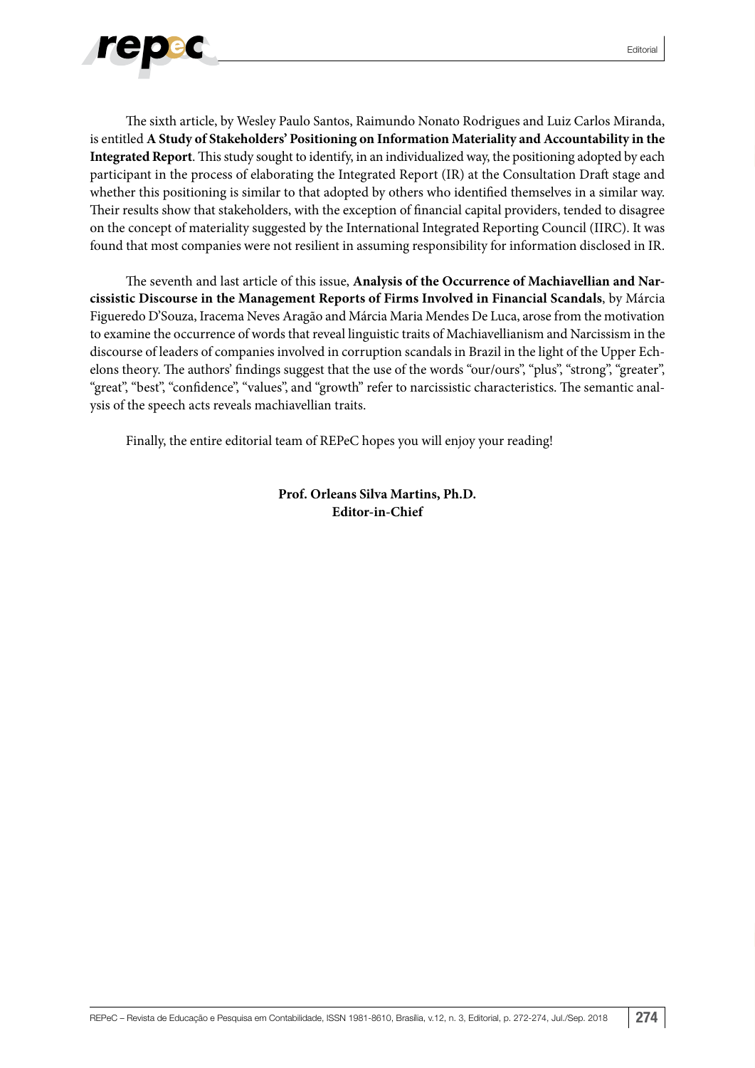The sixth article, by Wesley Paulo Santos, Raimundo Nonato Rodrigues and Luiz Carlos Miranda, is entitled **A Study of Stakeholders' Positioning on Information Materiality and Accountability in the Integrated Report**. This study sought to identify, in an individualized way, the positioning adopted by each participant in the process of elaborating the Integrated Report (IR) at the Consultation Draft stage and whether this positioning is similar to that adopted by others who identified themselves in a similar way. Their results show that stakeholders, with the exception of financial capital providers, tended to disagree on the concept of materiality suggested by the International Integrated Reporting Council (IIRC). It was found that most companies were not resilient in assuming responsibility for information disclosed in IR.

The seventh and last article of this issue, **Analysis of the Occurrence of Machiavellian and Narcissistic Discourse in the Management Reports of Firms Involved in Financial Scandals**, by Márcia Figueredo D'Souza, Iracema Neves Aragão and Márcia Maria Mendes De Luca, arose from the motivation to examine the occurrence of words that reveal linguistic traits of Machiavellianism and Narcissism in the discourse of leaders of companies involved in corruption scandals in Brazil in the light of the Upper Echelons theory. The authors' findings suggest that the use of the words "our/ours", "plus", "strong", "greater", "great", "best", "confidence", "values", and "growth" refer to narcissistic characteristics. The semantic analysis of the speech acts reveals machiavellian traits.

Finally, the entire editorial team of REPeC hopes you will enjoy your reading!

**Prof. Orleans Silva Martins, Ph.D.**
**Editor-in-Chief**